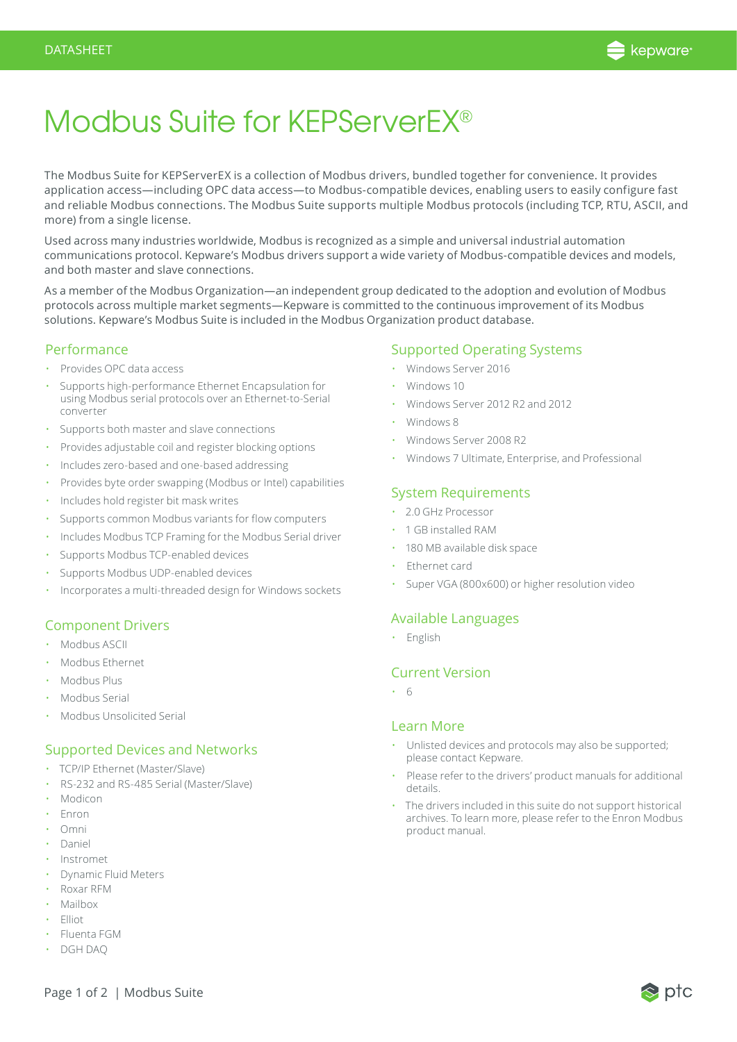# Modbus Suite for KEPServerEX®

The Modbus Suite for KEPServerEX is a collection of Modbus drivers, bundled together for convenience. It provides application access—including OPC data access—to Modbus-compatible devices, enabling users to easily configure fast and reliable Modbus connections. The Modbus Suite supports multiple Modbus protocols (including TCP, RTU, ASCII, and more) from a single license.

Used across many industries worldwide, Modbus is recognized as a simple and universal industrial automation communications protocol. Kepware's Modbus drivers support a wide variety of Modbus-compatible devices and models, and both master and slave connections.

As a member of the Modbus Organization—an independent group dedicated to the adoption and evolution of Modbus protocols across multiple market segments—Kepware is committed to the continuous improvement of its Modbus solutions. Kepware's Modbus Suite is included in the Modbus Organization product database.

## Performance

- Provides OPC data access
- Supports high-performance Ethernet Encapsulation for using Modbus serial protocols over an Ethernet-to-Serial converter
- Supports both master and slave connections
- Provides adjustable coil and register blocking options
- Includes zero-based and one-based addressing
- Provides byte order swapping (Modbus or Intel) capabilities
- Includes hold register bit mask writes
- Supports common Modbus variants for flow computers
- Includes Modbus TCP Framing for the Modbus Serial driver
- Supports Modbus TCP-enabled devices
- Supports Modbus UDP-enabled devices
- Incorporates a multi-threaded design for Windows sockets

## Component Drivers

- Modbus ASCII
- Modbus Ethernet
- Modbus Plus
- Modbus Serial
- Modbus Unsolicited Serial

## Supported Devices and Networks

- TCP/IP Ethernet (Master/Slave)
- RS-232 and RS-485 Serial (Master/Slave)
- Modicon
- Enron
- Omni
- Daniel
- Instromet
- Dynamic Fluid Meters
- Roxar RFM
- Mailbox
- Elliot
- Fluenta FGM
- DGH DAQ

## Supported Operating Systems

- Windows Server 2016
- Windows 10
- Windows Server 2012 R2 and 2012
- Windows 8
- Windows Server 2008 R2
- Windows 7 Ultimate, Enterprise, and Professional

## System Requirements

- 2.0 GHz Processor
- 1 GB installed RAM
- 180 MB available disk space
- Ethernet card
- Super VGA (800x600) or higher resolution video

## Available Languages

- English

## Current Version

- 6

## Learn More

- Unlisted devices and protocols may also be supported; please contact Kepware.
- Please refer to the drivers' product manuals for additional details.
- The drivers included in this suite do not support historical archives. To learn more, please refer to the Enron Modbus product manual.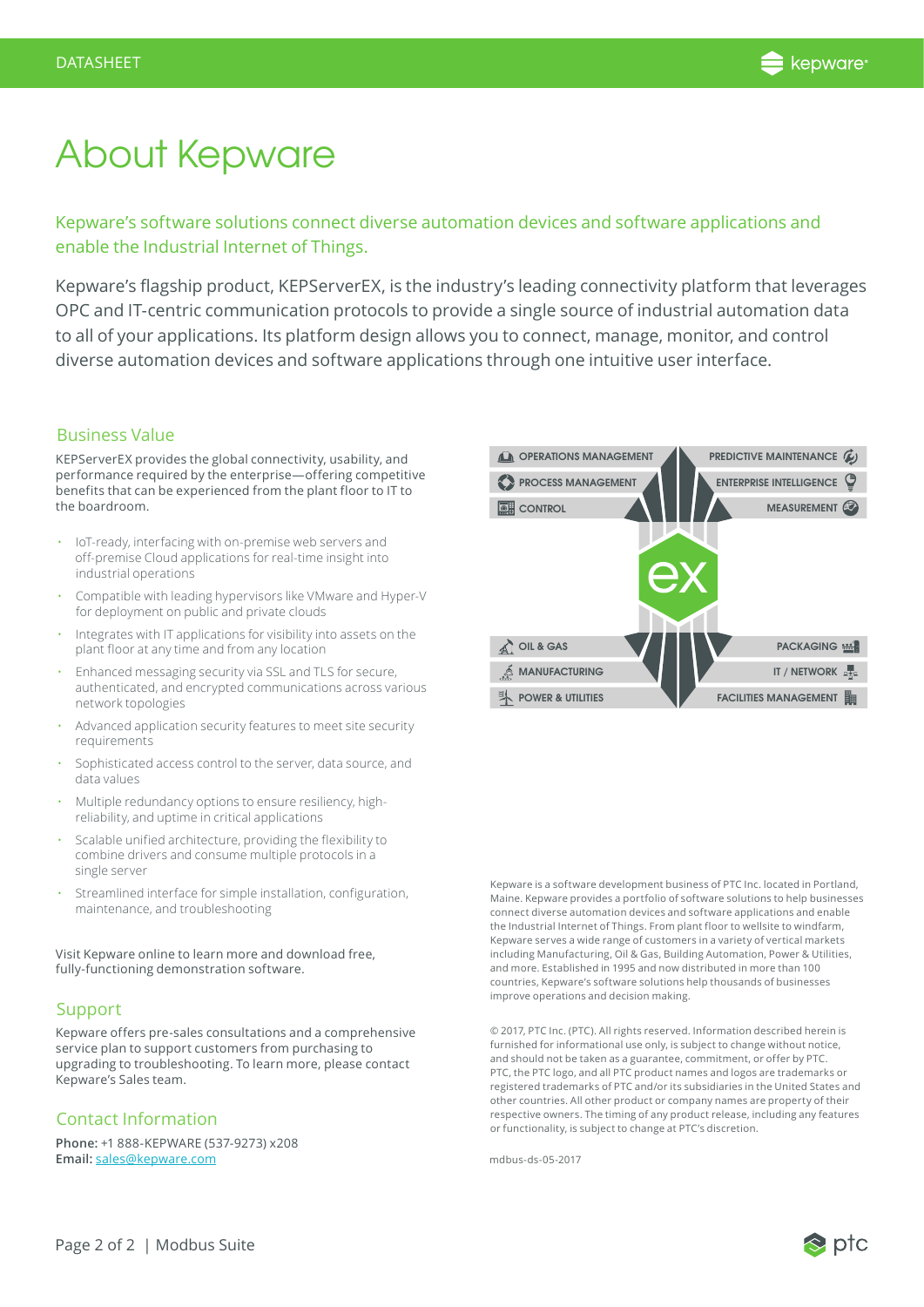# About Kepware

Kepware's software solutions connect diverse automation devices and software applications and enable the Industrial Internet of Things.

Kepware's flagship product, KEPServerEX, is the industry's leading connectivity platform that leverages OPC and IT-centric communication protocols to provide a single source of industrial automation data to all of your applications. Its platform design allows you to connect, manage, monitor, and control diverse automation devices and software applications through one intuitive user interface.

## Business Value

KEPServerEX provides the global connectivity, usability, and performance required by the enterprise—offering competitive benefits that can be experienced from the plant floor to IT to the boardroom.

- IoT-ready, interfacing with on-premise web servers and off-premise Cloud applications for real-time insight into industrial operations
- Compatible with leading hypervisors like VMware and Hyper-V for deployment on public and private clouds
- Integrates with IT applications for visibility into assets on the plant floor at any time and from any location
- Enhanced messaging security via SSL and TLS for secure, authenticated, and encrypted communications across various network topologies
- Advanced application security features to meet site security requirements
- Sophisticated access control to the server, data source, and data values
- Multiple redundancy options to ensure resiliency, high-reliability, and uptime in critical applications
- Scalable unified architecture, providing the flexibility to combine drivers and consume multiple protocols in a single server
- Streamlined interface for simple installation, configuration, maintenance, and troubleshooting

Visit Kepware online to learn more and download free, fully-functioning demonstration software.

OPERATIONS MANAGEMENT
PROCESS MANAGEMENT
CONTROL
PREDICTIVE MAINTENANCE
ENTERPRISE INTELLIGENCE
MEASUREMENT
ex
OIL & GAS
MANUFACTURING
POWER & UTILITIES
PACKAGING
IT / NETWORK
FACILITIES MANAGEMENT

## Support

Kepware offers pre-sales consultations and a comprehensive service plan to support customers from purchasing to upgrading to troubleshooting. To learn more, please contact Kepware's Sales team.

## Contact Information

**Phone:** +1 888-KEPWARE (537-9273) x208
**Email:** sales@kepware.com

Kepware is a software development business of PTC Inc. located in Portland, Maine. Kepware provides a portfolio of software solutions to help businesses connect diverse automation devices and software applications and enable the Industrial Internet of Things. From plant floor to wellsite to windfarm, Kepware serves a wide range of customers in a variety of vertical markets including Manufacturing, Oil & Gas, Building Automation, Power & Utilities, and more. Established in 1995 and now distributed in more than 100 countries, Kepware's software solutions help thousands of businesses improve operations and decision making.

© 2017, PTC Inc. (PTC). All rights reserved. Information described herein is furnished for informational use only, is subject to change without notice, and should not be taken as a guarantee, commitment, or offer by PTC. PTC, the PTC logo, and all PTC product names and logos are trademarks or registered trademarks of PTC and/or its subsidiaries in the United States and other countries. All other product or company names are property of their respective owners. The timing of any product release, including any features or functionality, is subject to change at PTC's discretion.

mdbus-ds-05-2017